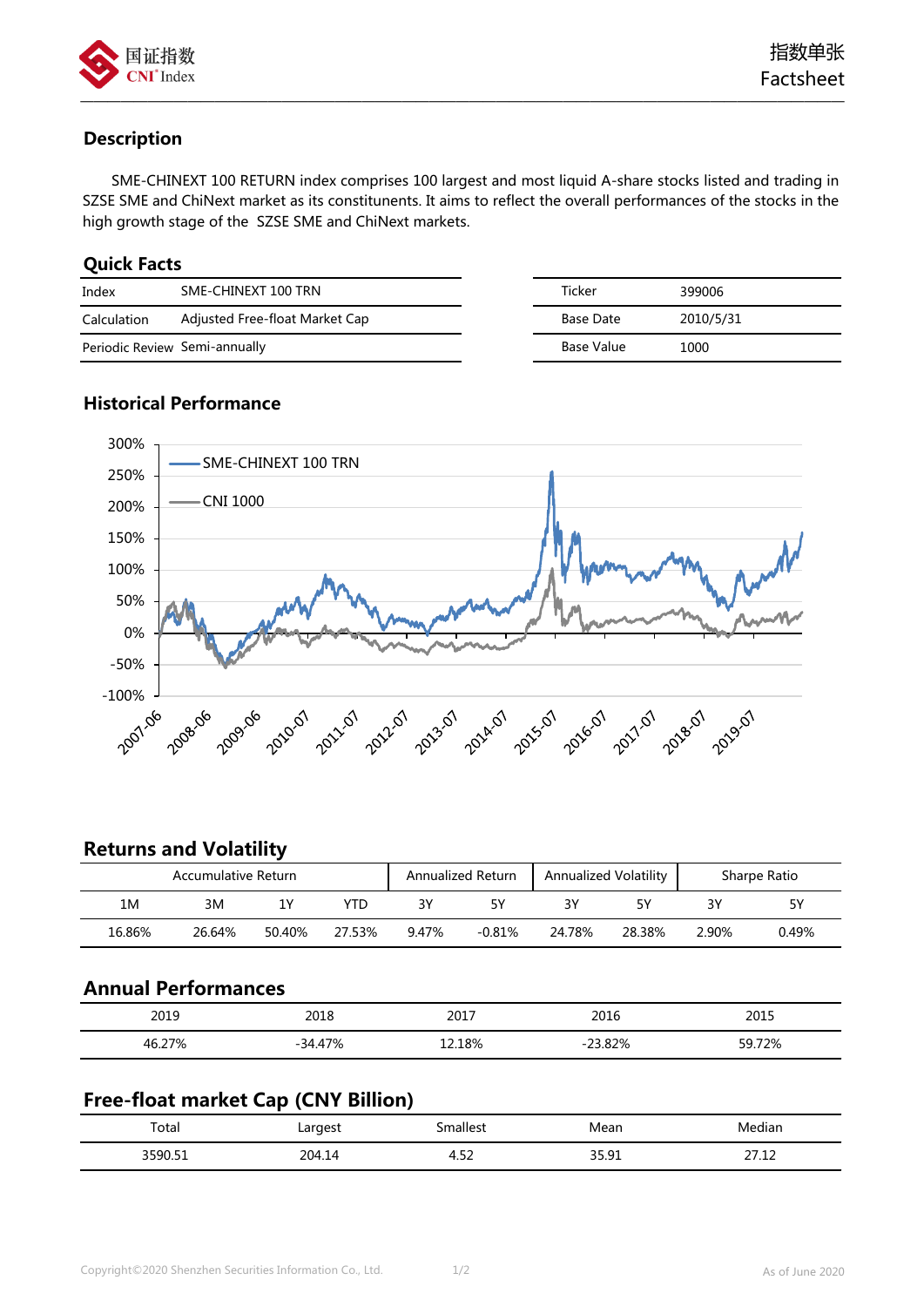## Description

SME-CHINEXT 100 RETURN index comprises 100 largest and most liquid A-share stocks listed and trading in SZSE SME and ChiNext market as its constituents. It aims to reflect the overall performances of the stocks in the high growth stage of the SZSE SME and ChiNext markets.

## Quick Facts

| Index | SME-CHINEXT 100 TRN |
|---|---|
| Calculation | Adjusted Free-float Market Cap |
| Periodic Review | Semi-annually |

| Ticker | 399006 |
|---|---|
| Base Date | 2010/5/31 |
| Base Value | 1000 |

## Historical Performance

## Returns and Volatility

| Accumulative Return | | | | Annualized Return | | Annualized Volatility | | Sharpe Ratio | |
|---|---|---|---|---|---|---|---|---|---|
| 1M | 3M | 1Y | YTD | 3Y | 5Y | 3Y | 5Y | 3Y | 5Y |
| 16.86% | 26.64% | 50.40% | 27.53% | 9.47% | -0.81% | 24.78% | 28.38% | 2.90% | 0.49% |

## Annual Performances

| 2019 | 2018 | 2017 | 2016 | 2015 |
|---|---|---|---|---|
| 46.27% | -34.47% | 12.18% | -23.82% | 59.72% |

## Free-float market Cap (CNY Billion)

| Total | Largest | Smallest | Mean | Median |
|---|---|---|---|---|
| 3590.51 | 204.14 | 4.52 | 35.91 | 27.12 |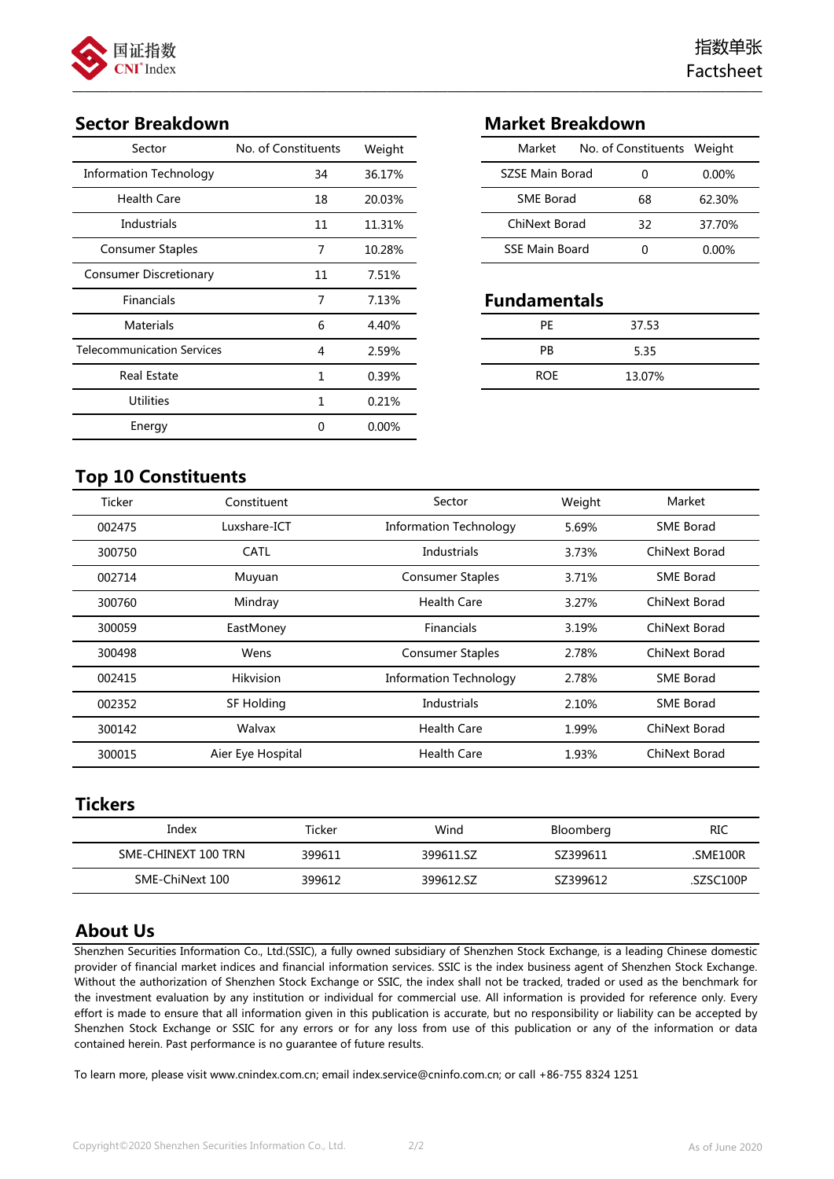## Sector Breakdown

| Sector | No. of Constituents | Weight |
|---|---|---|
| Information Technology | 34 | 36.17% |
| Health Care | 18 | 20.03% |
| Industrials | 11 | 11.31% |
| Consumer Staples | 7 | 10.28% |
| Consumer Discretionary | 11 | 7.51% |
| Financials | 7 | 7.13% |
| Materials | 6 | 4.40% |
| Telecommunication Services | 4 | 2.59% |
| Real Estate | 1 | 0.39% |
| Utilities | 1 | 0.21% |
| Energy | 0 | 0.00% |

## Market Breakdown

| Market | No. of Constituents | Weight |
|---|---|---|
| SZSE Main Borad | 0 | 0.00% |
| SME Borad | 68 | 62.30% |
| ChiNext Borad | 32 | 37.70% |
| SSE Main Board | 0 | 0.00% |

## Fundamentals

| | |
|---|---|
| PE | 37.53 |
| PB | 5.35 |
| ROE | 13.07% |

## Top 10 Constituents

| Ticker | Constituent | Sector | Weight | Market |
|---|---|---|---|---|
| 002475 | Luxshare-ICT | Information Technology | 5.69% | SME Borad |
| 300750 | CATL | Industrials | 3.73% | ChiNext Borad |
| 002714 | Muyuan | Consumer Staples | 3.71% | SME Borad |
| 300760 | Mindray | Health Care | 3.27% | ChiNext Borad |
| 300059 | EastMoney | Financials | 3.19% | ChiNext Borad |
| 300498 | Wens | Consumer Staples | 2.78% | ChiNext Borad |
| 002415 | Hikvision | Information Technology | 2.78% | SME Borad |
| 002352 | SF Holding | Industrials | 2.10% | SME Borad |
| 300142 | Walvax | Health Care | 1.99% | ChiNext Borad |
| 300015 | Aier Eye Hospital | Health Care | 1.93% | ChiNext Borad |

## Tickers

| Index | Ticker | Wind | Bloomberg | RIC |
|---|---|---|---|---|
| SME-CHINEXT 100 TRN | 399611 | 399611.SZ | SZ399611 | .SME100R |
| SME-ChiNext 100 | 399612 | 399612.SZ | SZ399612 | .SZSC100P |

## About Us

Shenzhen Securities Information Co., Ltd.(SSIC), a fully owned subsidiary of Shenzhen Stock Exchange, is a leading Chinese domestic provider of financial market indices and financial information services. SSIC is the index business agent of Shenzhen Stock Exchange. Without the authorization of Shenzhen Stock Exchange or SSIC, the index shall not be tracked, traded or used as the benchmark for the investment evaluation by any institution or individual for commercial use. All information is provided for reference only. Every effort is made to ensure that all information given in this publication is accurate, but no responsibility or liability can be accepted by Shenzhen Stock Exchange or SSIC for any errors or for any loss from use of this publication or any of the information or data contained herein. Past performance is no guarantee of future results.

To learn more, please visit www.cnindex.com.cn; email index.service@cninfo.com.cn; or call +86-755 8324 1251